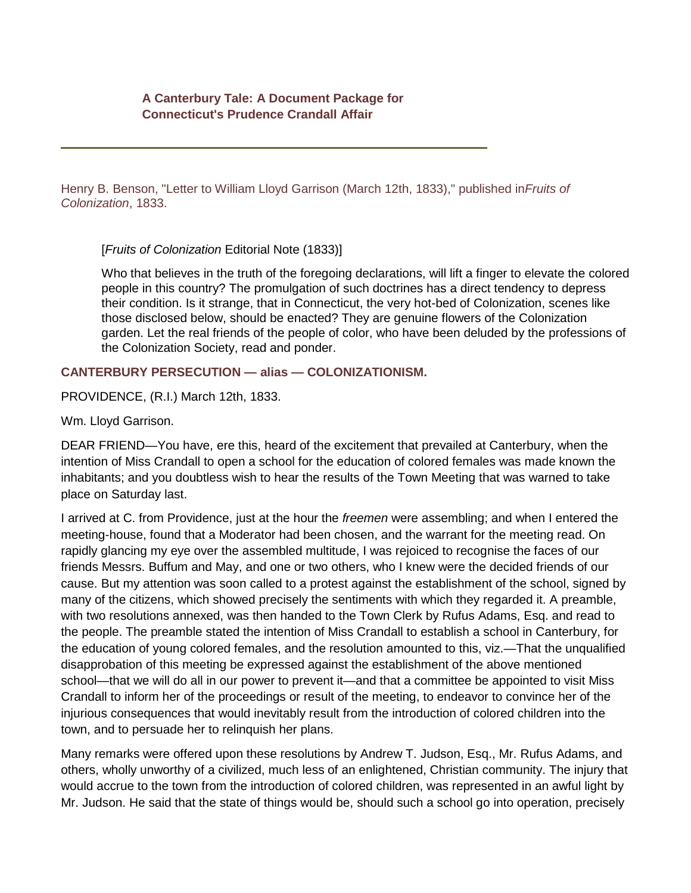**A Canterbury Tale: A Document Package for Connecticut's Prudence Crandall Affair**

---

Henry B. Benson, "Letter to William Lloyd Garrison (March 12th, 1833)," published in*Fruits of Colonization*, 1833.

> [*Fruits of Colonization* Editorial Note (1833)]
>
> Who that believes in the truth of the foregoing declarations, will lift a finger to elevate the colored people in this country? The promulgation of such doctrines has a direct tendency to depress their condition. Is it strange, that in Connecticut, the very hot-bed of Colonization, scenes like those disclosed below, should be enacted? They are genuine flowers of the Colonization garden. Let the real friends of the people of color, who have been deluded by the professions of the Colonization Society, read and ponder.

**CANTERBURY PERSECUTION — alias — COLONIZATIONISM.**

PROVIDENCE, (R.I.) March 12th, 1833.

Wm. Lloyd Garrison.

DEAR FRIEND—You have, ere this, heard of the excitement that prevailed at Canterbury, when the intention of Miss Crandall to open a school for the education of colored females was made known the inhabitants; and you doubtless wish to hear the results of the Town Meeting that was warned to take place on Saturday last.

I arrived at C. from Providence, just at the hour the *freemen* were assembling; and when I entered the meeting-house, found that a Moderator had been chosen, and the warrant for the meeting read. On rapidly glancing my eye over the assembled multitude, I was rejoiced to recognise the faces of our friends Messrs. Buffum and May, and one or two others, who I knew were the decided friends of our cause. But my attention was soon called to a protest against the establishment of the school, signed by many of the citizens, which showed precisely the sentiments with which they regarded it. A preamble, with two resolutions annexed, was then handed to the Town Clerk by Rufus Adams, Esq. and read to the people. The preamble stated the intention of Miss Crandall to establish a school in Canterbury, for the education of young colored females, and the resolution amounted to this, viz.—That the unqualified disapprobation of this meeting be expressed against the establishment of the above mentioned school—that we will do all in our power to prevent it—and that a committee be appointed to visit Miss Crandall to inform her of the proceedings or result of the meeting, to endeavor to convince her of the injurious consequences that would inevitably result from the introduction of colored children into the town, and to persuade her to relinquish her plans.

Many remarks were offered upon these resolutions by Andrew T. Judson, Esq., Mr. Rufus Adams, and others, wholly unworthy of a civilized, much less of an enlightened, Christian community. The injury that would accrue to the town from the introduction of colored children, was represented in an awful light by Mr. Judson. He said that the state of things would be, should such a school go into operation, precisely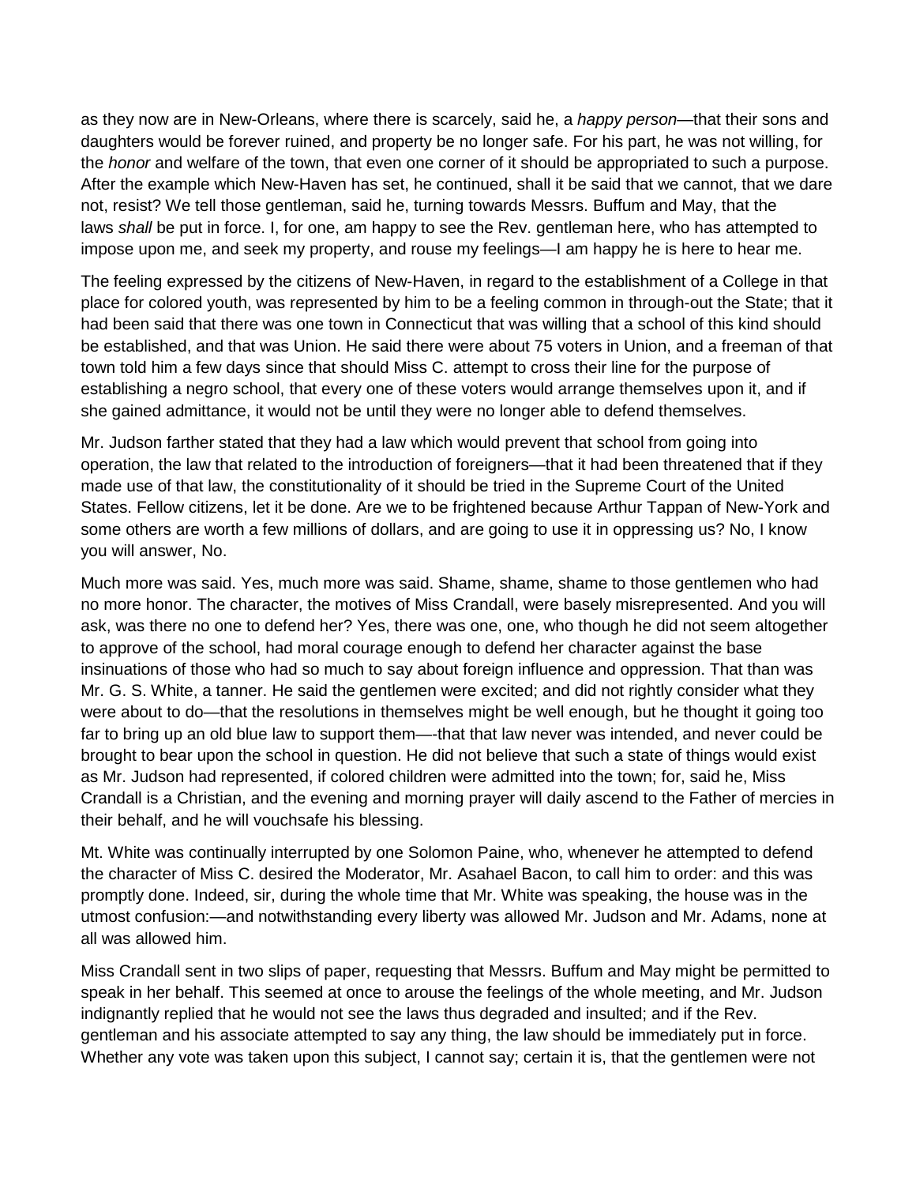as they now are in New-Orleans, where there is scarcely, said he, a *happy person*—that their sons and daughters would be forever ruined, and property be no longer safe. For his part, he was not willing, for the *honor* and welfare of the town, that even one corner of it should be appropriated to such a purpose. After the example which New-Haven has set, he continued, shall it be said that we cannot, that we dare not, resist? We tell those gentleman, said he, turning towards Messrs. Buffum and May, that the laws *shall* be put in force. I, for one, am happy to see the Rev. gentleman here, who has attempted to impose upon me, and seek my property, and rouse my feelings—I am happy he is here to hear me.

The feeling expressed by the citizens of New-Haven, in regard to the establishment of a College in that place for colored youth, was represented by him to be a feeling common in through-out the State; that it had been said that there was one town in Connecticut that was willing that a school of this kind should be established, and that was Union. He said there were about 75 voters in Union, and a freeman of that town told him a few days since that should Miss C. attempt to cross their line for the purpose of establishing a negro school, that every one of these voters would arrange themselves upon it, and if she gained admittance, it would not be until they were no longer able to defend themselves.

Mr. Judson farther stated that they had a law which would prevent that school from going into operation, the law that related to the introduction of foreigners—that it had been threatened that if they made use of that law, the constitutionality of it should be tried in the Supreme Court of the United States. Fellow citizens, let it be done. Are we to be frightened because Arthur Tappan of New-York and some others are worth a few millions of dollars, and are going to use it in oppressing us? No, I know you will answer, No.

Much more was said. Yes, much more was said. Shame, shame, shame to those gentlemen who had no more honor. The character, the motives of Miss Crandall, were basely misrepresented. And you will ask, was there no one to defend her? Yes, there was one, one, who though he did not seem altogether to approve of the school, had moral courage enough to defend her character against the base insinuations of those who had so much to say about foreign influence and oppression. That than was Mr. G. S. White, a tanner. He said the gentlemen were excited; and did not rightly consider what they were about to do—that the resolutions in themselves might be well enough, but he thought it going too far to bring up an old blue law to support them—-that that law never was intended, and never could be brought to bear upon the school in question. He did not believe that such a state of things would exist as Mr. Judson had represented, if colored children were admitted into the town; for, said he, Miss Crandall is a Christian, and the evening and morning prayer will daily ascend to the Father of mercies in their behalf, and he will vouchsafe his blessing.

Mt. White was continually interrupted by one Solomon Paine, who, whenever he attempted to defend the character of Miss C. desired the Moderator, Mr. Asahael Bacon, to call him to order: and this was promptly done. Indeed, sir, during the whole time that Mr. White was speaking, the house was in the utmost confusion:—and notwithstanding every liberty was allowed Mr. Judson and Mr. Adams, none at all was allowed him.

Miss Crandall sent in two slips of paper, requesting that Messrs. Buffum and May might be permitted to speak in her behalf. This seemed at once to arouse the feelings of the whole meeting, and Mr. Judson indignantly replied that he would not see the laws thus degraded and insulted; and if the Rev. gentleman and his associate attempted to say any thing, the law should be immediately put in force. Whether any vote was taken upon this subject, I cannot say; certain it is, that the gentlemen were not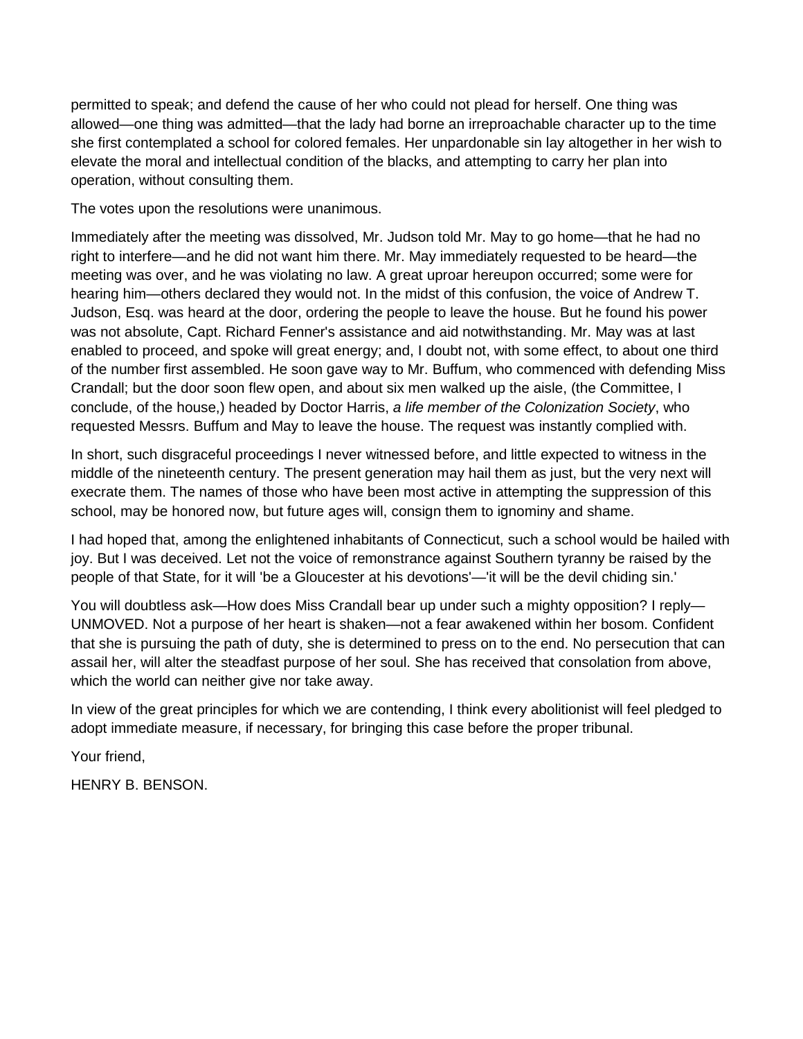permitted to speak; and defend the cause of her who could not plead for herself. One thing was allowed—one thing was admitted—that the lady had borne an irreproachable character up to the time she first contemplated a school for colored females. Her unpardonable sin lay altogether in her wish to elevate the moral and intellectual condition of the blacks, and attempting to carry her plan into operation, without consulting them.

The votes upon the resolutions were unanimous.

Immediately after the meeting was dissolved, Mr. Judson told Mr. May to go home—that he had no right to interfere—and he did not want him there. Mr. May immediately requested to be heard—the meeting was over, and he was violating no law. A great uproar hereupon occurred; some were for hearing him—others declared they would not. In the midst of this confusion, the voice of Andrew T. Judson, Esq. was heard at the door, ordering the people to leave the house. But he found his power was not absolute, Capt. Richard Fenner's assistance and aid notwithstanding. Mr. May was at last enabled to proceed, and spoke will great energy; and, I doubt not, with some effect, to about one third of the number first assembled. He soon gave way to Mr. Buffum, who commenced with defending Miss Crandall; but the door soon flew open, and about six men walked up the aisle, (the Committee, I conclude, of the house,) headed by Doctor Harris, *a life member of the Colonization Society*, who requested Messrs. Buffum and May to leave the house. The request was instantly complied with.

In short, such disgraceful proceedings I never witnessed before, and little expected to witness in the middle of the nineteenth century. The present generation may hail them as just, but the very next will execrate them. The names of those who have been most active in attempting the suppression of this school, may be honored now, but future ages will, consign them to ignominy and shame.

I had hoped that, among the enlightened inhabitants of Connecticut, such a school would be hailed with joy. But I was deceived. Let not the voice of remonstrance against Southern tyranny be raised by the people of that State, for it will 'be a Gloucester at his devotions'—'it will be the devil chiding sin.'

You will doubtless ask—How does Miss Crandall bear up under such a mighty opposition? I reply—UNMOVED. Not a purpose of her heart is shaken—not a fear awakened within her bosom. Confident that she is pursuing the path of duty, she is determined to press on to the end. No persecution that can assail her, will alter the steadfast purpose of her soul. She has received that consolation from above, which the world can neither give nor take away.

In view of the great principles for which we are contending, I think every abolitionist will feel pledged to adopt immediate measure, if necessary, for bringing this case before the proper tribunal.

Your friend,

HENRY B. BENSON.